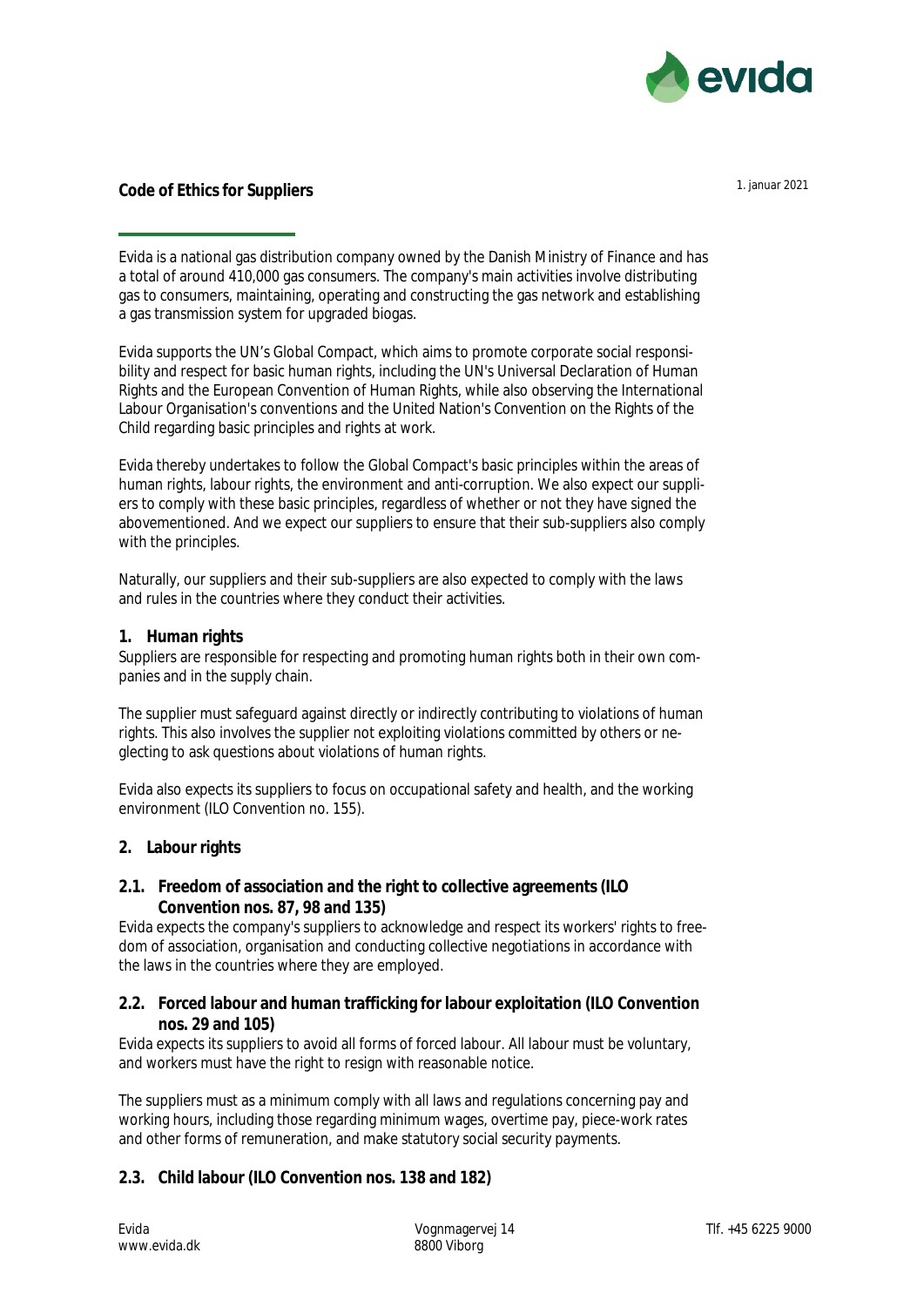# Code of Ethics for Suppliers

1. januar 2021

Evida is a national gas distribution company owned by the Danish Ministry of Finance and has a total of around 410,000 gas consumers. The company's main activities involve distributing gas to consumers, maintaining, operating and constructing the gas network and establishing a gas transmission system for upgraded biogas.

Evida supports the UN's Global Compact, which aims to promote corporate social responsibility and respect for basic human rights, including the UN's Universal Declaration of Human Rights and the European Convention of Human Rights, while also observing the International Labour Organisation's conventions and the United Nation's Convention on the Rights of the Child regarding basic principles and rights at work.

Evida thereby undertakes to follow the Global Compact's basic principles within the areas of human rights, labour rights, the environment and anti-corruption. We also expect our suppliers to comply with these basic principles, regardless of whether or not they have signed the abovementioned. And we expect our suppliers to ensure that their sub-suppliers also comply with the principles.

Naturally, our suppliers and their sub-suppliers are also expected to comply with the laws and rules in the countries where they conduct their activities.

## 1. Human rights

Suppliers are responsible for respecting and promoting human rights both in their own companies and in the supply chain.

The supplier must safeguard against directly or indirectly contributing to violations of human rights. This also involves the supplier not exploiting violations committed by others or neglecting to ask questions about violations of human rights.

Evida also expects its suppliers to focus on occupational safety and health, and the working environment (ILO Convention no. 155).

## 2. Labour rights

### 2.1. Freedom of association and the right to collective agreements (ILO Convention nos. 87, 98 and 135)

Evida expects the company's suppliers to acknowledge and respect its workers' rights to freedom of association, organisation and conducting collective negotiations in accordance with the laws in the countries where they are employed.

### 2.2. Forced labour and human trafficking for labour exploitation (ILO Convention nos. 29 and 105)

Evida expects its suppliers to avoid all forms of forced labour. All labour must be voluntary, and workers must have the right to resign with reasonable notice.

The suppliers must as a minimum comply with all laws and regulations concerning pay and working hours, including those regarding minimum wages, overtime pay, piece-work rates and other forms of remuneration, and make statutory social security payments.

### 2.3. Child labour (ILO Convention nos. 138 and 182)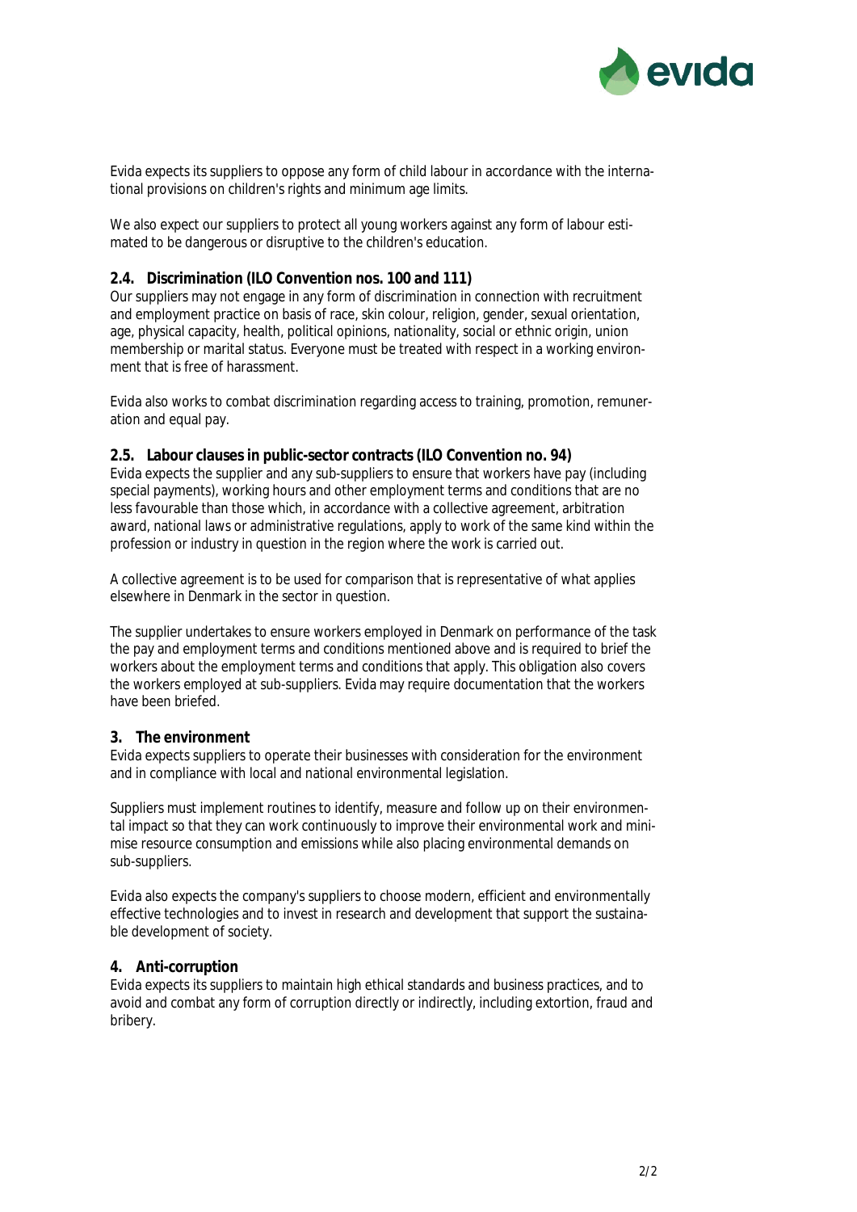Evida expects its suppliers to oppose any form of child labour in accordance with the international provisions on children's rights and minimum age limits.

We also expect our suppliers to protect all young workers against any form of labour estimated to be dangerous or disruptive to the children's education.

### 2.4. Discrimination (ILO Convention nos. 100 and 111)

Our suppliers may not engage in any form of discrimination in connection with recruitment and employment practice on basis of race, skin colour, religion, gender, sexual orientation, age, physical capacity, health, political opinions, nationality, social or ethnic origin, union membership or marital status. Everyone must be treated with respect in a working environment that is free of harassment.

Evida also works to combat discrimination regarding access to training, promotion, remuneration and equal pay.

### 2.5. Labour clauses in public-sector contracts (ILO Convention no. 94)

Evida expects the supplier and any sub-suppliers to ensure that workers have pay (including special payments), working hours and other employment terms and conditions that are no less favourable than those which, in accordance with a collective agreement, arbitration award, national laws or administrative regulations, apply to work of the same kind within the profession or industry in question in the region where the work is carried out.

A collective agreement is to be used for comparison that is representative of what applies elsewhere in Denmark in the sector in question.

The supplier undertakes to ensure workers employed in Denmark on performance of the task the pay and employment terms and conditions mentioned above and is required to brief the workers about the employment terms and conditions that apply. This obligation also covers the workers employed at sub-suppliers. Evida may require documentation that the workers have been briefed.

## 3. The environment

Evida expects suppliers to operate their businesses with consideration for the environment and in compliance with local and national environmental legislation.

Suppliers must implement routines to identify, measure and follow up on their environmental impact so that they can work continuously to improve their environmental work and minimise resource consumption and emissions while also placing environmental demands on sub-suppliers.

Evida also expects the company's suppliers to choose modern, efficient and environmentally effective technologies and to invest in research and development that support the sustainable development of society.

## 4. Anti-corruption

Evida expects its suppliers to maintain high ethical standards and business practices, and to avoid and combat any form of corruption directly or indirectly, including extortion, fraud and bribery.